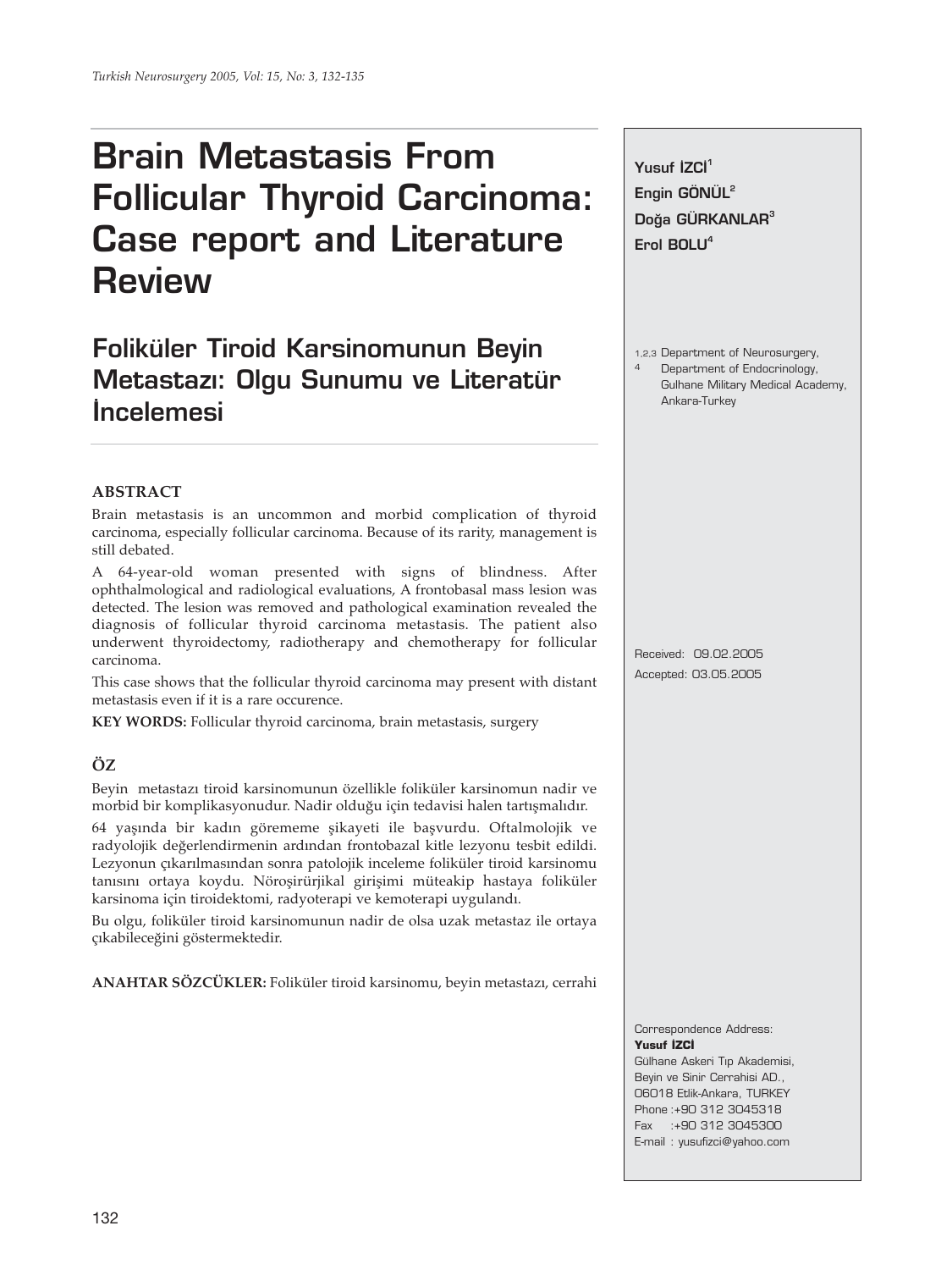# Brain Metastasis From Follicular Thyroid Carcinoma: Case report and Literature Review

## Foliküler Tiroid Karsinomunun Beyin Metastazı: Olgu Sunumu ve Literatür İncelemesi

**Yusuf İZCİ**[1]
**Engin GÖNÜL**[2]
**Doğa GÜRKANLAR**[3]
**Erol BOLU**[4]

1,2,3 Department of Neurosurgery,
4 Department of Endocrinology, Gulhane Military Medical Academy, Ankara-Turkey

Received: 09.02.2005
Accepted: 03.05.2005

### ABSTRACT

Brain metastasis is an uncommon and morbid complication of thyroid carcinoma, especially follicular carcinoma. Because of its rarity, management is still debated.

A 64-year-old woman presented with signs of blindness. After ophthalmological and radiological evaluations, A frontobasal mass lesion was detected. The lesion was removed and pathological examination revealed the diagnosis of follicular thyroid carcinoma metastasis. The patient also underwent thyroidectomy, radiotherapy and chemotherapy for follicular carcinoma.

This case shows that the follicular thyroid carcinoma may present with distant metastasis even if it is a rare occurence.

**KEY WORDS:** Follicular thyroid carcinoma, brain metastasis, surgery

### ÖZ

Beyin metastazı tiroid karsinomunun özellikle foliküler karsinomun nadir ve morbid bir komplikasyonudur. Nadir olduğu için tedavisi halen tartışmalıdır.

64 yaşında bir kadın görememe şikayeti ile başvurdu. Oftalmolojik ve radyolojik değerlendirmenin ardından frontobazal kitle lezyonu tesbit edildi. Lezyonun çıkarılmasından sonra patolojik inceleme foliküler tiroid karsinomu tanısını ortaya koydu. Nöroşirürjikal girişimi müteakip hastaya foliküler karsinoma için tiroidektomi, radyoterapi ve kemoterapi uygulandı.

Bu olgu, foliküler tiroid karsinomunun nadir de olsa uzak metastaz ile ortaya çıkabileceğini göstermektedir.

**ANAHTAR SÖZCÜKLER:** Foliküler tiroid karsinomu, beyin metastazı, cerrahi

Correspondence Address:
**Yusuf İZCİ**
Gülhane Askeri Tıp Akademisi,
Beyin ve Sinir Cerrahisi AD.,
06018 Etlik-Ankara, TURKEY
Phone :+90 312 3045318
Fax :+90 312 3045300
E-mail : yusufizci@yahoo.com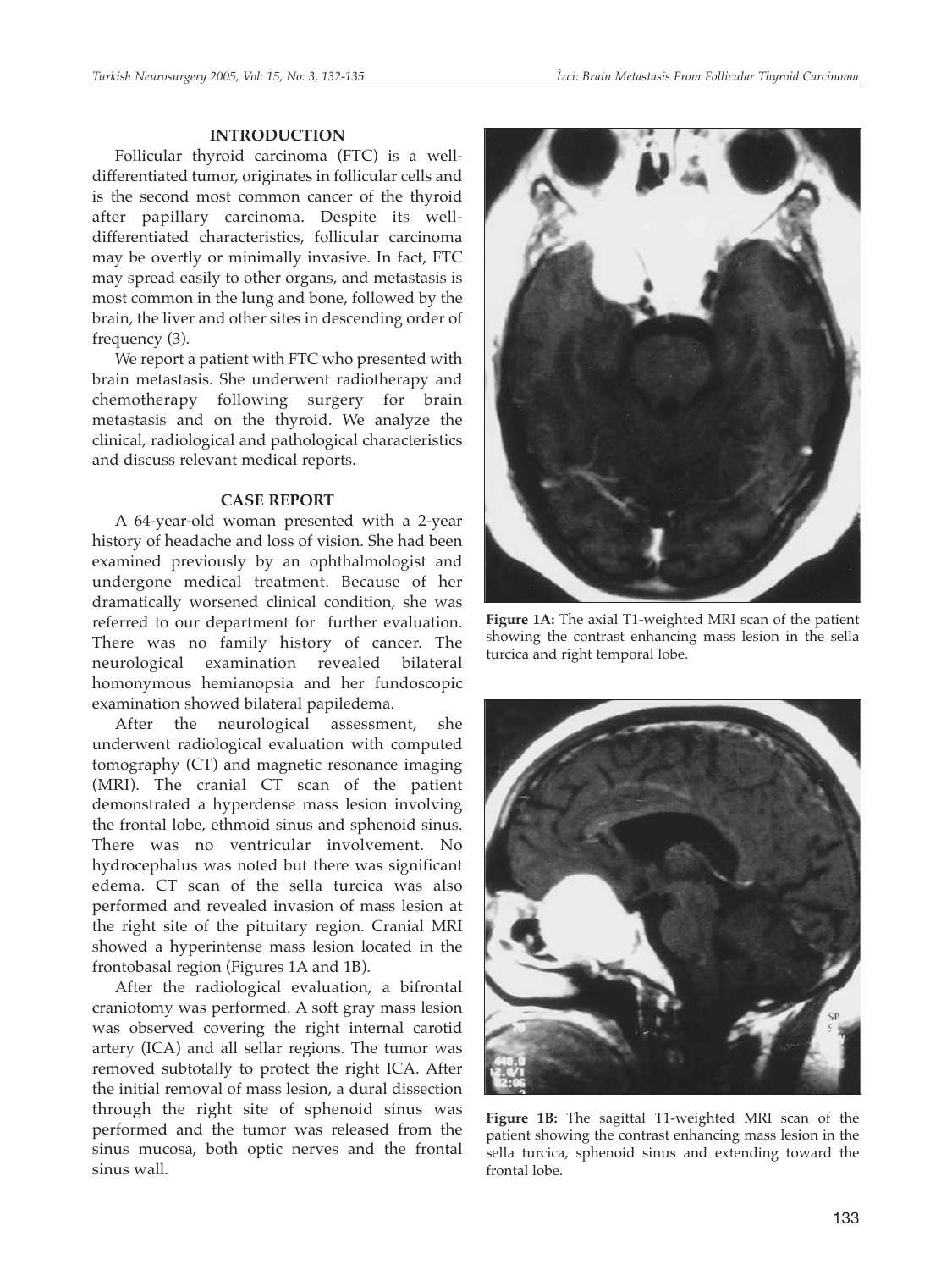## INTRODUCTION

Follicular thyroid carcinoma (FTC) is a well-differentiated tumor, originates in follicular cells and is the second most common cancer of the thyroid after papillary carcinoma. Despite its well-differentiated characteristics, follicular carcinoma may be overtly or minimally invasive. In fact, FTC may spread easily to other organs, and metastasis is most common in the lung and bone, followed by the brain, the liver and other sites in descending order of frequency (3).

We report a patient with FTC who presented with brain metastasis. She underwent radiotherapy and chemotherapy following surgery for brain metastasis and on the thyroid. We analyze the clinical, radiological and pathological characteristics and discuss relevant medical reports.

## CASE REPORT

A 64-year-old woman presented with a 2-year history of headache and loss of vision. She had been examined previously by an ophthalmologist and undergone medical treatment. Because of her dramatically worsened clinical condition, she was referred to our department for further evaluation. There was no family history of cancer. The neurological examination revealed bilateral homonymous hemianopsia and her fundoscopic examination showed bilateral papiledema.

After the neurological assessment, she underwent radiological evaluation with computed tomography (CT) and magnetic resonance imaging (MRI). The cranial CT scan of the patient demonstrated a hyperdense mass lesion involving the frontal lobe, ethmoid sinus and sphenoid sinus. There was no ventricular involvement. No hydrocephalus was noted but there was significant edema. CT scan of the sella turcica was also performed and revealed invasion of mass lesion at the right site of the pituitary region. Cranial MRI showed a hyperintense mass lesion located in the frontobasal region (Figures 1A and 1B).

After the radiological evaluation, a bifrontal craniotomy was performed. A soft gray mass lesion was observed covering the right internal carotid artery (ICA) and all sellar regions. The tumor was removed subtotally to protect the right ICA. After the initial removal of mass lesion, a dural dissection through the right site of sphenoid sinus was performed and the tumor was released from the sinus mucosa, both optic nerves and the frontal sinus wall.

**Figure 1A:** The axial T1-weighted MRI scan of the patient showing the contrast enhancing mass lesion in the sella turcica and right temporal lobe.

**Figure 1B:** The sagittal T1-weighted MRI scan of the patient showing the contrast enhancing mass lesion in the sella turcica, sphenoid sinus and extending toward the frontal lobe.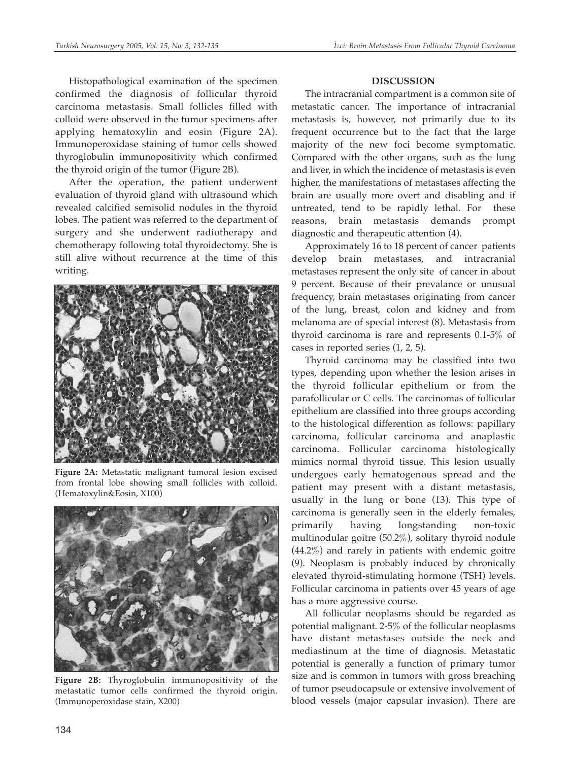Histopathological examination of the specimen confirmed the diagnosis of follicular thyroid carcinoma metastasis. Small follicles filled with colloid were observed in the tumor specimens after applying hematoxylin and eosin (Figure 2A). Immunoperoxidase staining of tumor cells showed thyroglobulin immunopositivity which confirmed the thyroid origin of the tumor (Figure 2B).

After the operation, the patient underwent evaluation of thyroid gland with ultrasound which revealed calcified semisolid nodules in the thyroid lobes. The patient was referred to the department of surgery and she underwent radiotherapy and chemotherapy following total thyroidectomy. She is still alive without recurrence at the time of this writing.

**Figure 2A:** Metastatic malignant tumoral lesion excised from frontal lobe showing small follicles with colloid. (Hematoxylin&Eosin, X100)

**Figure 2B:** Thyroglobulin immunopositivity of the metastatic tumor cells confirmed the thyroid origin. (Immunoperoxidase stain, X200)

## DISCUSSION

The intracranial compartment is a common site of metastatic cancer. The importance of intracranial metastasis is, however, not primarily due to its frequent occurrence but to the fact that the large majority of the new foci become symptomatic. Compared with the other organs, such as the lung and liver, in which the incidence of metastasis is even higher, the manifestations of metastases affecting the brain are usually more overt and disabling and if untreated, tend to be rapidly lethal. For these reasons, brain metastasis demands prompt diagnostic and therapeutic attention (4).

Approximately 16 to 18 percent of cancer patients develop brain metastases, and intracranial metastases represent the only site of cancer in about 9 percent. Because of their prevalance or unusual frequency, brain metastases originating from cancer of the lung, breast, colon and kidney and from melanoma are of special interest (8). Metastasis from thyroid carcinoma is rare and represents 0.1-5% of cases in reported series (1, 2, 5).

Thyroid carcinoma may be classified into two types, depending upon whether the lesion arises in the thyroid follicular epithelium or from the parafollicular or C cells. The carcinomas of follicular epithelium are classified into three groups according to the histological differention as follows: papillary carcinoma, follicular carcinoma and anaplastic carcinoma. Follicular carcinoma histologically mimics normal thyroid tissue. This lesion usually undergoes early hematogenous spread and the patient may present with a distant metastasis, usually in the lung or bone (13). This type of carcinoma is generally seen in the elderly females, primarily having longstanding non-toxic multinodular goitre (50.2%), solitary thyroid nodule (44.2%) and rarely in patients with endemic goitre (9). Neoplasm is probably induced by chronically elevated thyroid-stimulating hormone (TSH) levels. Follicular carcinoma in patients over 45 years of age has a more aggressive course.

All follicular neoplasms should be regarded as potential malignant. 2-5% of the follicular neoplasms have distant metastases outside the neck and mediastinum at the time of diagnosis. Metastatic potential is generally a function of primary tumor size and is common in tumors with gross breaching of tumor pseudocapsule or extensive involvement of blood vessels (major capsular invasion). There are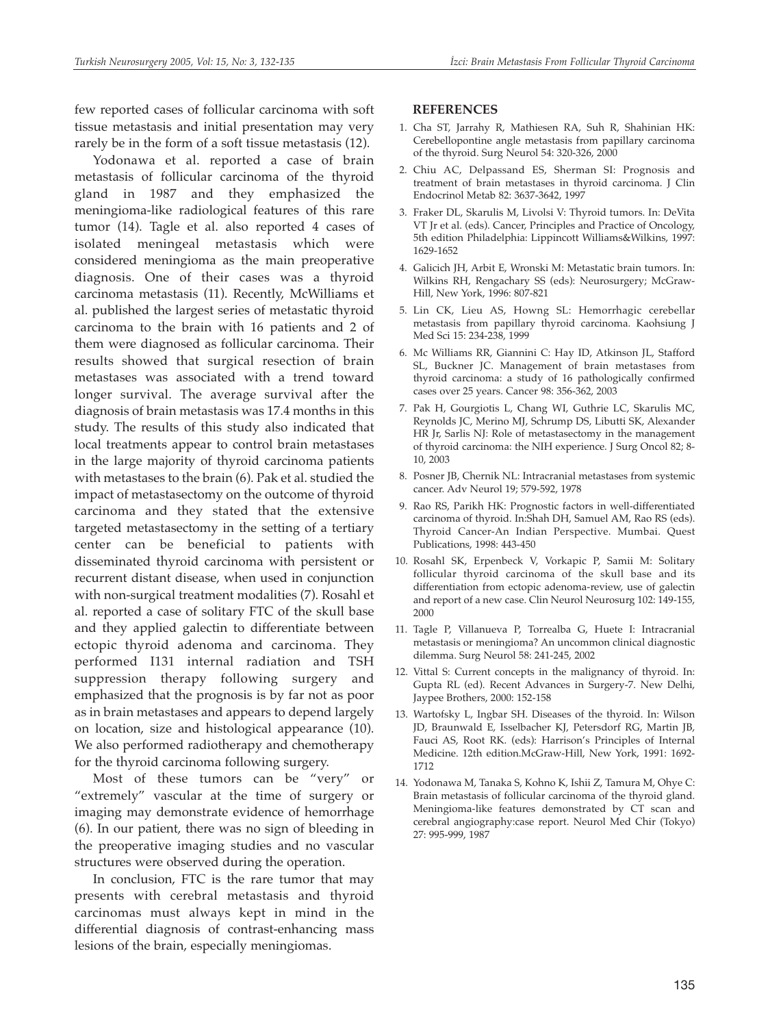few reported cases of follicular carcinoma with soft tissue metastasis and initial presentation may very rarely be in the form of a soft tissue metastasis (12).

Yodonawa et al. reported a case of brain metastasis of follicular carcinoma of the thyroid gland in 1987 and they emphasized the meningioma-like radiological features of this rare tumor (14). Tagle et al. also reported 4 cases of isolated meningeal metastasis which were considered meningioma as the main preoperative diagnosis. One of their cases was a thyroid carcinoma metastasis (11). Recently, McWilliams et al. published the largest series of metastatic thyroid carcinoma to the brain with 16 patients and 2 of them were diagnosed as follicular carcinoma. Their results showed that surgical resection of brain metastases was associated with a trend toward longer survival. The average survival after the diagnosis of brain metastasis was 17.4 months in this study. The results of this study also indicated that local treatments appear to control brain metastases in the large majority of thyroid carcinoma patients with metastases to the brain (6). Pak et al. studied the impact of metastasectomy on the outcome of thyroid carcinoma and they stated that the extensive targeted metastasectomy in the setting of a tertiary center can be beneficial to patients with disseminated thyroid carcinoma with persistent or recurrent distant disease, when used in conjunction with non-surgical treatment modalities (7). Rosahl et al. reported a case of solitary FTC of the skull base and they applied galectin to differentiate between ectopic thyroid adenoma and carcinoma. They performed I131 internal radiation and TSH suppression therapy following surgery and emphasized that the prognosis is by far not as poor as in brain metastases and appears to depend largely on location, size and histological appearance (10). We also performed radiotherapy and chemotherapy for the thyroid carcinoma following surgery.

Most of these tumors can be "very" or "extremely" vascular at the time of surgery or imaging may demonstrate evidence of hemorrhage (6). In our patient, there was no sign of bleeding in the preoperative imaging studies and no vascular structures were observed during the operation.

In conclusion, FTC is the rare tumor that may presents with cerebral metastasis and thyroid carcinomas must always kept in mind in the differential diagnosis of contrast-enhancing mass lesions of the brain, especially meningiomas.

## REFERENCES

1. Cha ST, Jarrahy R, Mathiesen RA, Suh R, Shahinian HK: Cerebellopontine angle metastasis from papillary carcinoma of the thyroid. Surg Neurol 54: 320-326, 2000
2. Chiu AC, Delpassand ES, Sherman SI: Prognosis and treatment of brain metastases in thyroid carcinoma. J Clin Endocrinol Metab 82: 3637-3642, 1997
3. Fraker DL, Skarulis M, Livolsi V: Thyroid tumors. In: DeVita VT Jr et al. (eds). Cancer, Principles and Practice of Oncology, 5th edition Philadelphia: Lippincott Williams&Wilkins, 1997: 1629-1652
4. Galicich JH, Arbit E, Wronski M: Metastatic brain tumors. In: Wilkins RH, Rengachary SS (eds): Neurosurgery; McGraw-Hill, New York, 1996: 807-821
5. Lin CK, Lieu AS, Howng SL: Hemorrhagic cerebellar metastasis from papillary thyroid carcinoma. Kaohsiung J Med Sci 15: 234-238, 1999
6. Mc Williams RR, Giannini C: Hay ID, Atkinson JL, Stafford SL, Buckner JC. Management of brain metastases from thyroid carcinoma: a study of 16 pathologically confirmed cases over 25 years. Cancer 98: 356-362, 2003
7. Pak H, Gourgiotis L, Chang WI, Guthrie LC, Skarulis MC, Reynolds JC, Merino MJ, Schrump DS, Libutti SK, Alexander HR Jr, Sarlis NJ: Role of metastasectomy in the management of thyroid carcinoma: the NIH experience. J Surg Oncol 82; 8-10, 2003
8. Posner JB, Chernik NL: Intracranial metastases from systemic cancer. Adv Neurol 19; 579-592, 1978
9. Rao RS, Parikh HK: Prognostic factors in well-differentiated carcinoma of thyroid. In:Shah DH, Samuel AM, Rao RS (eds). Thyroid Cancer-An Indian Perspective. Mumbai. Quest Publications, 1998: 443-450
10. Rosahl SK, Erpenbeck V, Vorkapic P, Samii M: Solitary follicular thyroid carcinoma of the skull base and its differentiation from ectopic adenoma-review, use of galectin and report of a new case. Clin Neurol Neurosurg 102: 149-155, 2000
11. Tagle P, Villanueva P, Torrealba G, Huete I: Intracranial metastasis or meningioma? An uncommon clinical diagnostic dilemma. Surg Neurol 58: 241-245, 2002
12. Vittal S: Current concepts in the malignancy of thyroid. In: Gupta RL (ed). Recent Advances in Surgery-7. New Delhi, Jaypee Brothers, 2000: 152-158
13. Wartofsky L, Ingbar SH. Diseases of the thyroid. In: Wilson JD, Braunwald E, Isselbacher KJ, Petersdorf RG, Martin JB, Fauci AS, Root RK. (eds): Harrison's Principles of Internal Medicine. 12th edition.McGraw-Hill, New York, 1991: 1692-1712
14. Yodonawa M, Tanaka S, Kohno K, Ishii Z, Tamura M, Ohye C: Brain metastasis of follicular carcinoma of the thyroid gland. Meningioma-like features demonstrated by CT scan and cerebral angiography:case report. Neurol Med Chir (Tokyo) 27: 995-999, 1987